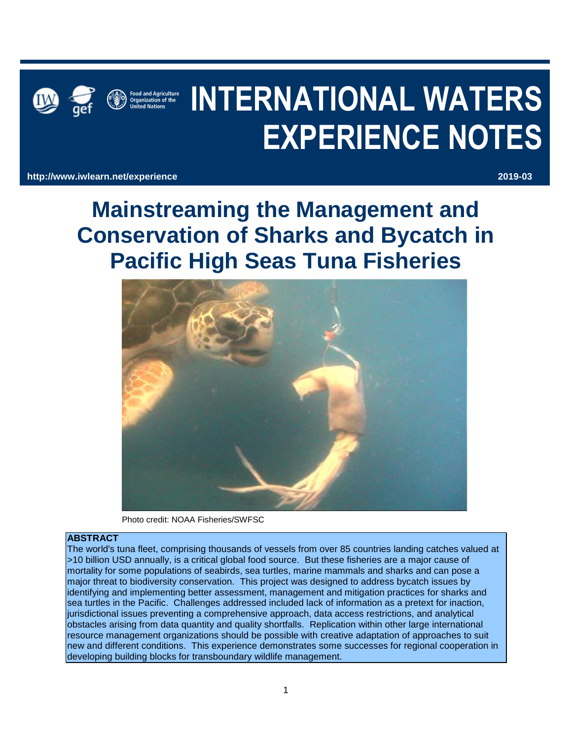# INTERNATIONAL WATERS EXPERIENCE NOTES

http://www.iwlearn.net/experience

2019-03

# Mainstreaming the Management and Conservation of Sharks and Bycatch in Pacific High Seas Tuna Fisheries

Photo credit: NOAA Fisheries/SWFSC

**ABSTRACT**

The world's tuna fleet, comprising thousands of vessels from over 85 countries landing catches valued at >10 billion USD annually, is a critical global food source. But these fisheries are a major cause of mortality for some populations of seabirds, sea turtles, marine mammals and sharks and can pose a major threat to biodiversity conservation. This project was designed to address bycatch issues by identifying and implementing better assessment, management and mitigation practices for sharks and sea turtles in the Pacific. Challenges addressed included lack of information as a pretext for inaction, jurisdictional issues preventing a comprehensive approach, data access restrictions, and analytical obstacles arising from data quantity and quality shortfalls. Replication within other large international resource management organizations should be possible with creative adaptation of approaches to suit new and different conditions. This experience demonstrates some successes for regional cooperation in developing building blocks for transboundary wildlife management.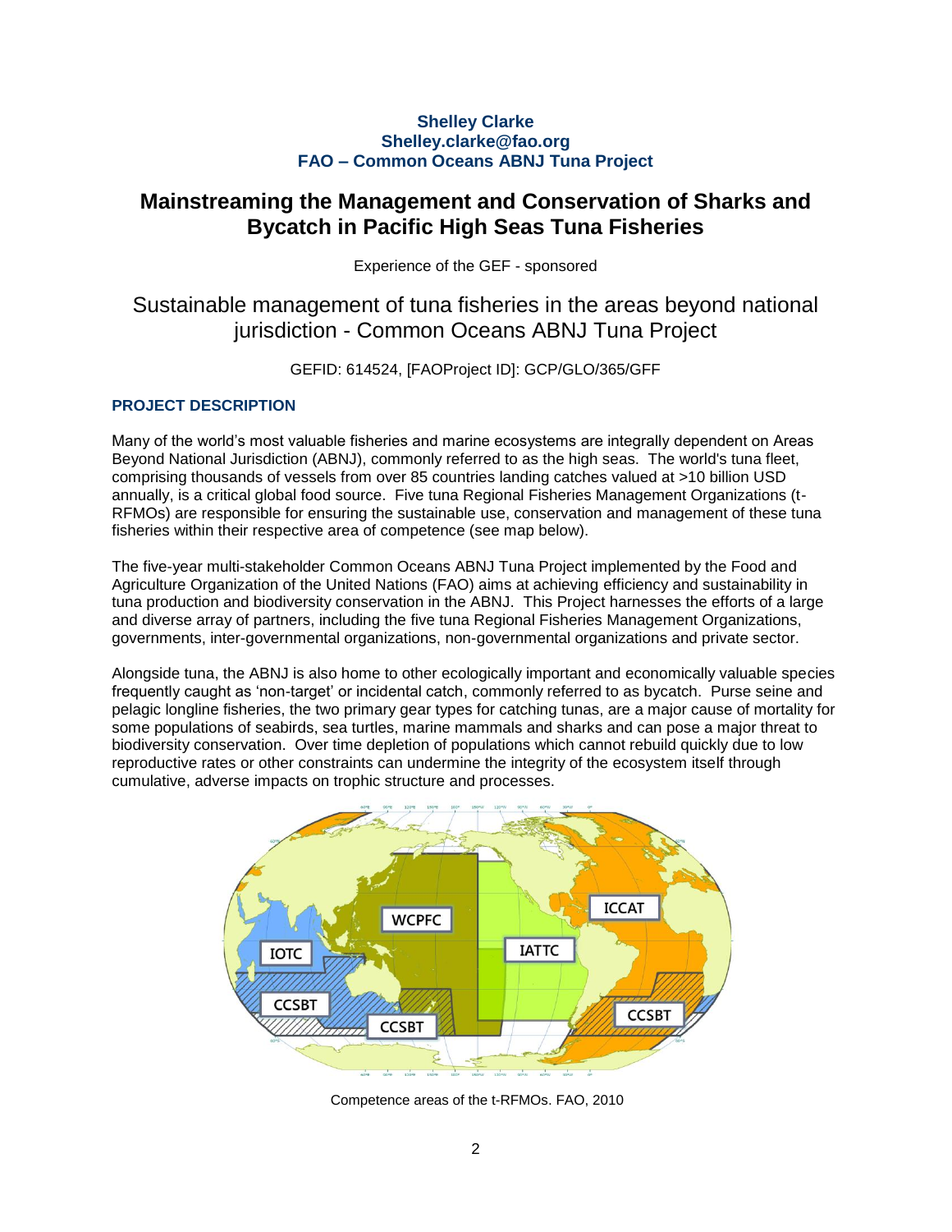**Shelley Clarke**
**Shelley.clarke@fao.org**
**FAO – Common Oceans ABNJ Tuna Project**

# Mainstreaming the Management and Conservation of Sharks and Bycatch in Pacific High Seas Tuna Fisheries

Experience of the GEF - sponsored

## Sustainable management of tuna fisheries in the areas beyond national jurisdiction - Common Oceans ABNJ Tuna Project

GEFID: 614524, [FAOProject ID]: GCP/GLO/365/GFF

### PROJECT DESCRIPTION

Many of the world's most valuable fisheries and marine ecosystems are integrally dependent on Areas Beyond National Jurisdiction (ABNJ), commonly referred to as the high seas. The world's tuna fleet, comprising thousands of vessels from over 85 countries landing catches valued at >10 billion USD annually, is a critical global food source. Five tuna Regional Fisheries Management Organizations (t-RFMOs) are responsible for ensuring the sustainable use, conservation and management of these tuna fisheries within their respective area of competence (see map below).

The five-year multi-stakeholder Common Oceans ABNJ Tuna Project implemented by the Food and Agriculture Organization of the United Nations (FAO) aims at achieving efficiency and sustainability in tuna production and biodiversity conservation in the ABNJ. This Project harnesses the efforts of a large and diverse array of partners, including the five tuna Regional Fisheries Management Organizations, governments, inter-governmental organizations, non-governmental organizations and private sector.

Alongside tuna, the ABNJ is also home to other ecologically important and economically valuable species frequently caught as 'non-target' or incidental catch, commonly referred to as bycatch. Purse seine and pelagic longline fisheries, the two primary gear types for catching tunas, are a major cause of mortality for some populations of seabirds, sea turtles, marine mammals and sharks and can pose a major threat to biodiversity conservation. Over time depletion of populations which cannot rebuild quickly due to low reproductive rates or other constraints can undermine the integrity of the ecosystem itself through cumulative, adverse impacts on trophic structure and processes.

Competence areas of the t-RFMOs. FAO, 2010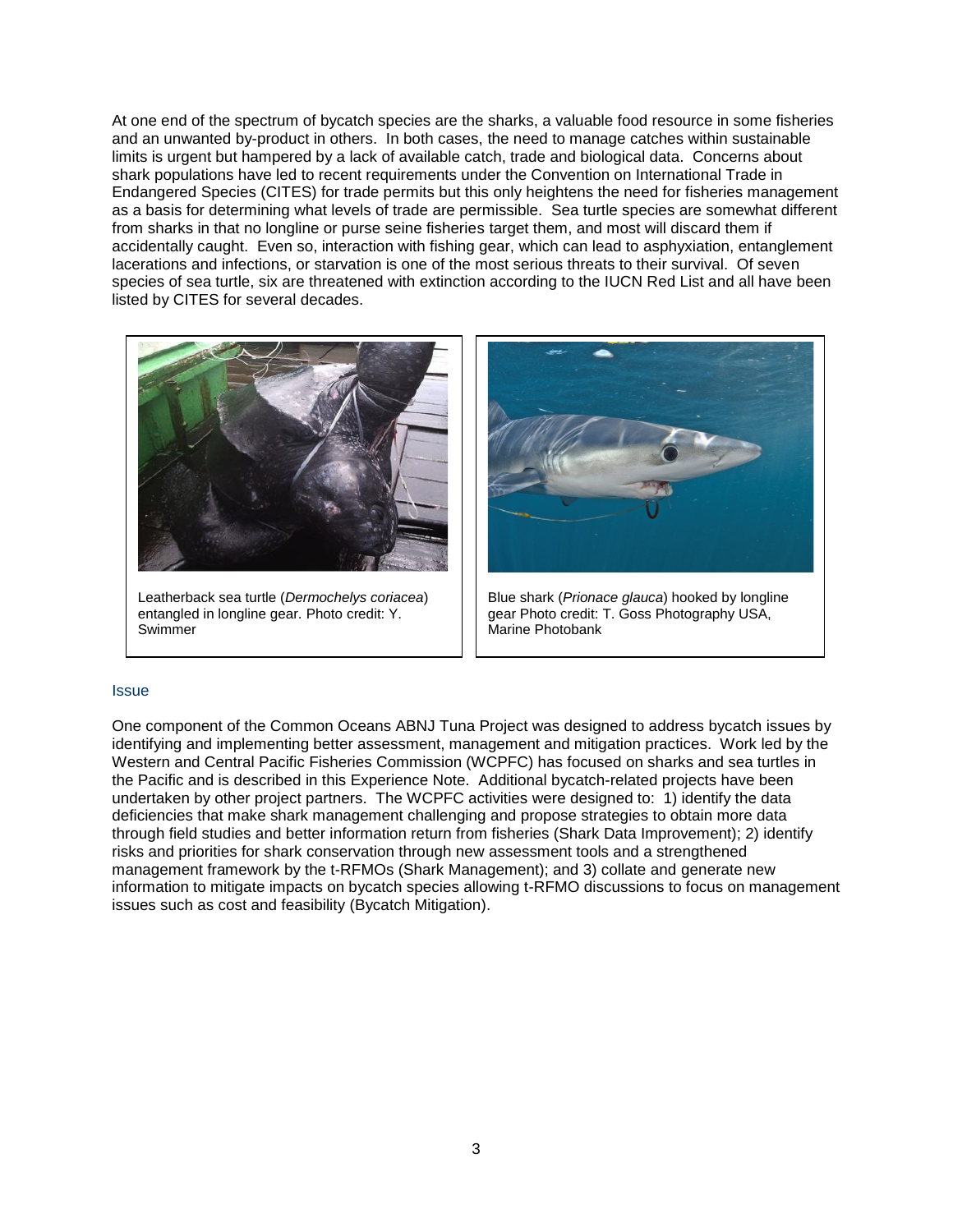At one end of the spectrum of bycatch species are the sharks, a valuable food resource in some fisheries and an unwanted by-product in others. In both cases, the need to manage catches within sustainable limits is urgent but hampered by a lack of available catch, trade and biological data. Concerns about shark populations have led to recent requirements under the Convention on International Trade in Endangered Species (CITES) for trade permits but this only heightens the need for fisheries management as a basis for determining what levels of trade are permissible. Sea turtle species are somewhat different from sharks in that no longline or purse seine fisheries target them, and most will discard them if accidentally caught. Even so, interaction with fishing gear, which can lead to asphyxiation, entanglement lacerations and infections, or starvation is one of the most serious threats to their survival. Of seven species of sea turtle, six are threatened with extinction according to the IUCN Red List and all have been listed by CITES for several decades.

Leatherback sea turtle (*Dermochelys coriacea*) entangled in longline gear. Photo credit: Y. Swimmer

Blue shark (*Prionace glauca*) hooked by longline gear Photo credit: T. Goss Photography USA, Marine Photobank

## Issue

One component of the Common Oceans ABNJ Tuna Project was designed to address bycatch issues by identifying and implementing better assessment, management and mitigation practices. Work led by the Western and Central Pacific Fisheries Commission (WCPFC) has focused on sharks and sea turtles in the Pacific and is described in this Experience Note. Additional bycatch-related projects have been undertaken by other project partners. The WCPFC activities were designed to: 1) identify the data deficiencies that make shark management challenging and propose strategies to obtain more data through field studies and better information return from fisheries (Shark Data Improvement); 2) identify risks and priorities for shark conservation through new assessment tools and a strengthened management framework by the t-RFMOs (Shark Management); and 3) collate and generate new information to mitigate impacts on bycatch species allowing t-RFMO discussions to focus on management issues such as cost and feasibility (Bycatch Mitigation).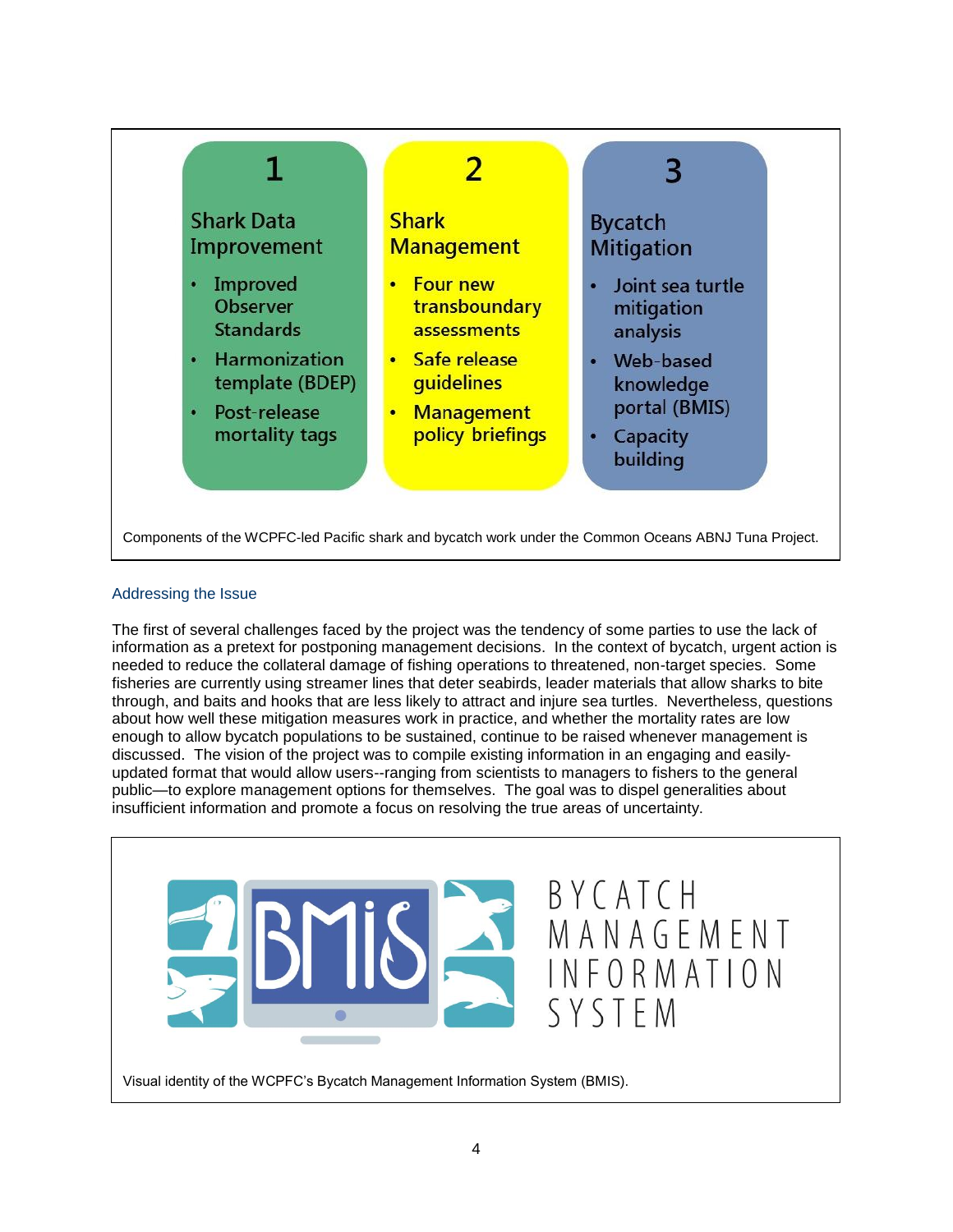**1**

**Shark Data Improvement**

- Improved Observer Standards
- Harmonization template (BDEP)
- Post-release mortality tags

**2**

**Shark Management**

- Four new transboundary assessments
- Safe release guidelines
- Management policy briefings

**3**

**Bycatch Mitigation**

- Joint sea turtle mitigation analysis
- Web-based knowledge portal (BMIS)
- Capacity building

Components of the WCPFC-led Pacific shark and bycatch work under the Common Oceans ABNJ Tuna Project.

## Addressing the Issue

The first of several challenges faced by the project was the tendency of some parties to use the lack of information as a pretext for postponing management decisions. In the context of bycatch, urgent action is needed to reduce the collateral damage of fishing operations to threatened, non-target species. Some fisheries are currently using streamer lines that deter seabirds, leader materials that allow sharks to bite through, and baits and hooks that are less likely to attract and injure sea turtles. Nevertheless, questions about how well these mitigation measures work in practice, and whether the mortality rates are low enough to allow bycatch populations to be sustained, continue to be raised whenever management is discussed. The vision of the project was to compile existing information in an engaging and easily-updated format that would allow users--ranging from scientists to managers to fishers to the general public—to explore management options for themselves. The goal was to dispel generalities about insufficient information and promote a focus on resolving the true areas of uncertainty.

BMIS

BYCATCH MANAGEMENT INFORMATION SYSTEM

Visual identity of the WCPFC's Bycatch Management Information System (BMIS).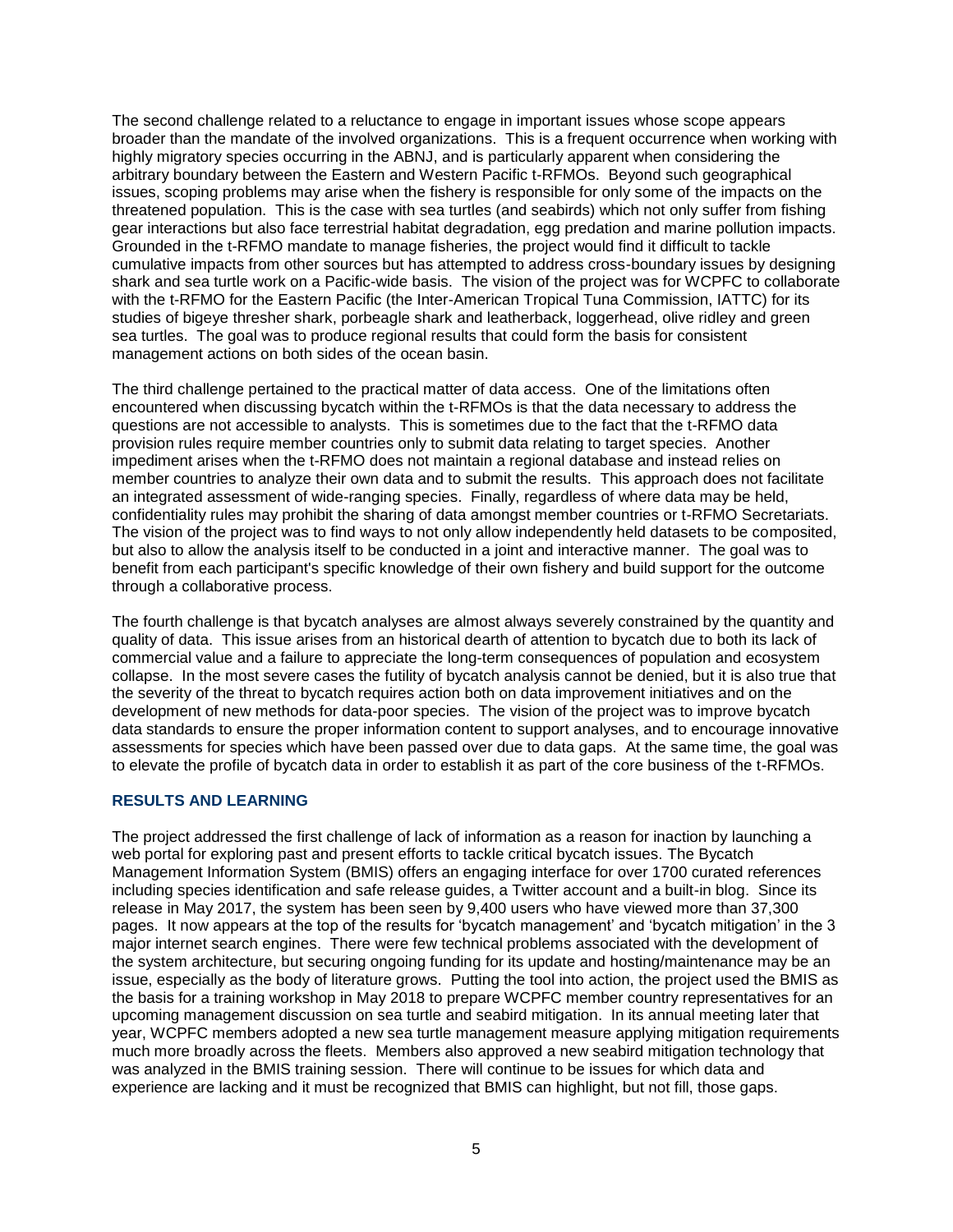The second challenge related to a reluctance to engage in important issues whose scope appears broader than the mandate of the involved organizations. This is a frequent occurrence when working with highly migratory species occurring in the ABNJ, and is particularly apparent when considering the arbitrary boundary between the Eastern and Western Pacific t-RFMOs. Beyond such geographical issues, scoping problems may arise when the fishery is responsible for only some of the impacts on the threatened population. This is the case with sea turtles (and seabirds) which not only suffer from fishing gear interactions but also face terrestrial habitat degradation, egg predation and marine pollution impacts. Grounded in the t-RFMO mandate to manage fisheries, the project would find it difficult to tackle cumulative impacts from other sources but has attempted to address cross-boundary issues by designing shark and sea turtle work on a Pacific-wide basis. The vision of the project was for WCPFC to collaborate with the t-RFMO for the Eastern Pacific (the Inter-American Tropical Tuna Commission, IATTC) for its studies of bigeye thresher shark, porbeagle shark and leatherback, loggerhead, olive ridley and green sea turtles. The goal was to produce regional results that could form the basis for consistent management actions on both sides of the ocean basin.

The third challenge pertained to the practical matter of data access. One of the limitations often encountered when discussing bycatch within the t-RFMOs is that the data necessary to address the questions are not accessible to analysts. This is sometimes due to the fact that the t-RFMO data provision rules require member countries only to submit data relating to target species. Another impediment arises when the t-RFMO does not maintain a regional database and instead relies on member countries to analyze their own data and to submit the results. This approach does not facilitate an integrated assessment of wide-ranging species. Finally, regardless of where data may be held, confidentiality rules may prohibit the sharing of data amongst member countries or t-RFMO Secretariats. The vision of the project was to find ways to not only allow independently held datasets to be composited, but also to allow the analysis itself to be conducted in a joint and interactive manner. The goal was to benefit from each participant's specific knowledge of their own fishery and build support for the outcome through a collaborative process.

The fourth challenge is that bycatch analyses are almost always severely constrained by the quantity and quality of data. This issue arises from an historical dearth of attention to bycatch due to both its lack of commercial value and a failure to appreciate the long-term consequences of population and ecosystem collapse. In the most severe cases the futility of bycatch analysis cannot be denied, but it is also true that the severity of the threat to bycatch requires action both on data improvement initiatives and on the development of new methods for data-poor species. The vision of the project was to improve bycatch data standards to ensure the proper information content to support analyses, and to encourage innovative assessments for species which have been passed over due to data gaps. At the same time, the goal was to elevate the profile of bycatch data in order to establish it as part of the core business of the t-RFMOs.

## RESULTS AND LEARNING

The project addressed the first challenge of lack of information as a reason for inaction by launching a web portal for exploring past and present efforts to tackle critical bycatch issues. The Bycatch Management Information System (BMIS) offers an engaging interface for over 1700 curated references including species identification and safe release guides, a Twitter account and a built-in blog. Since its release in May 2017, the system has been seen by 9,400 users who have viewed more than 37,300 pages. It now appears at the top of the results for 'bycatch management' and 'bycatch mitigation' in the 3 major internet search engines. There were few technical problems associated with the development of the system architecture, but securing ongoing funding for its update and hosting/maintenance may be an issue, especially as the body of literature grows. Putting the tool into action, the project used the BMIS as the basis for a training workshop in May 2018 to prepare WCPFC member country representatives for an upcoming management discussion on sea turtle and seabird mitigation. In its annual meeting later that year, WCPFC members adopted a new sea turtle management measure applying mitigation requirements much more broadly across the fleets. Members also approved a new seabird mitigation technology that was analyzed in the BMIS training session. There will continue to be issues for which data and experience are lacking and it must be recognized that BMIS can highlight, but not fill, those gaps.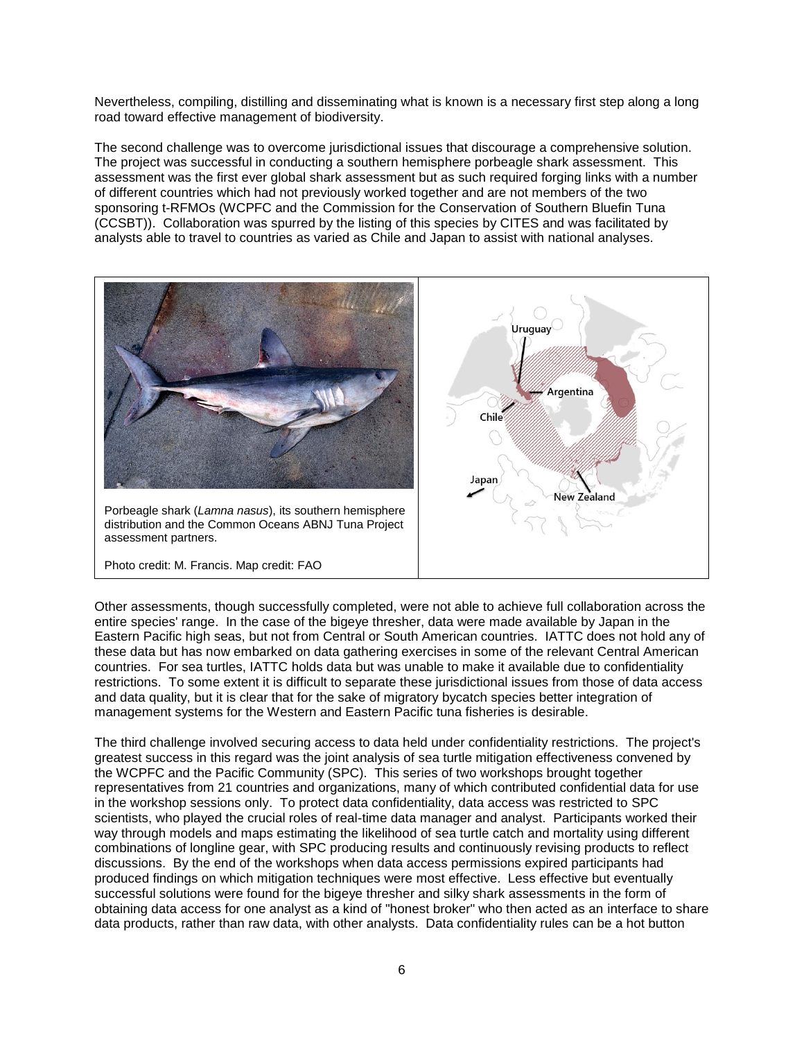Nevertheless, compiling, distilling and disseminating what is known is a necessary first step along a long road toward effective management of biodiversity.

The second challenge was to overcome jurisdictional issues that discourage a comprehensive solution. The project was successful in conducting a southern hemisphere porbeagle shark assessment. This assessment was the first ever global shark assessment but as such required forging links with a number of different countries which had not previously worked together and are not members of the two sponsoring t-RFMOs (WCPFC and the Commission for the Conservation of Southern Bluefin Tuna (CCSBT)). Collaboration was spurred by the listing of this species by CITES and was facilitated by analysts able to travel to countries as varied as Chile and Japan to assist with national analyses.

Porbeagle shark (*Lamna nasus*), its southern hemisphere distribution and the Common Oceans ABNJ Tuna Project assessment partners.

Photo credit: M. Francis. Map credit: FAO

Other assessments, though successfully completed, were not able to achieve full collaboration across the entire species' range. In the case of the bigeye thresher, data were made available by Japan in the Eastern Pacific high seas, but not from Central or South American countries. IATTC does not hold any of these data but has now embarked on data gathering exercises in some of the relevant Central American countries. For sea turtles, IATTC holds data but was unable to make it available due to confidentiality restrictions. To some extent it is difficult to separate these jurisdictional issues from those of data access and data quality, but it is clear that for the sake of migratory bycatch species better integration of management systems for the Western and Eastern Pacific tuna fisheries is desirable.

The third challenge involved securing access to data held under confidentiality restrictions. The project's greatest success in this regard was the joint analysis of sea turtle mitigation effectiveness convened by the WCPFC and the Pacific Community (SPC). This series of two workshops brought together representatives from 21 countries and organizations, many of which contributed confidential data for use in the workshop sessions only. To protect data confidentiality, data access was restricted to SPC scientists, who played the crucial roles of real-time data manager and analyst. Participants worked their way through models and maps estimating the likelihood of sea turtle catch and mortality using different combinations of longline gear, with SPC producing results and continuously revising products to reflect discussions. By the end of the workshops when data access permissions expired participants had produced findings on which mitigation techniques were most effective. Less effective but eventually successful solutions were found for the bigeye thresher and silky shark assessments in the form of obtaining data access for one analyst as a kind of "honest broker" who then acted as an interface to share data products, rather than raw data, with other analysts. Data confidentiality rules can be a hot button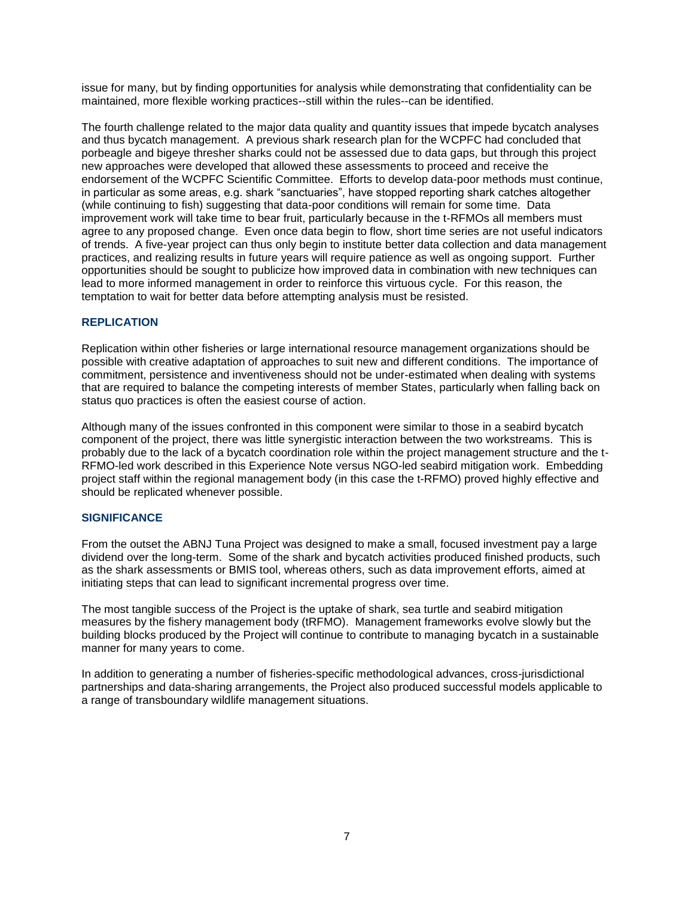issue for many, but by finding opportunities for analysis while demonstrating that confidentiality can be maintained, more flexible working practices--still within the rules--can be identified.

The fourth challenge related to the major data quality and quantity issues that impede bycatch analyses and thus bycatch management. A previous shark research plan for the WCPFC had concluded that porbeagle and bigeye thresher sharks could not be assessed due to data gaps, but through this project new approaches were developed that allowed these assessments to proceed and receive the endorsement of the WCPFC Scientific Committee. Efforts to develop data-poor methods must continue, in particular as some areas, e.g. shark "sanctuaries", have stopped reporting shark catches altogether (while continuing to fish) suggesting that data-poor conditions will remain for some time. Data improvement work will take time to bear fruit, particularly because in the t-RFMOs all members must agree to any proposed change. Even once data begin to flow, short time series are not useful indicators of trends. A five-year project can thus only begin to institute better data collection and data management practices, and realizing results in future years will require patience as well as ongoing support. Further opportunities should be sought to publicize how improved data in combination with new techniques can lead to more informed management in order to reinforce this virtuous cycle. For this reason, the temptation to wait for better data before attempting analysis must be resisted.

## REPLICATION

Replication within other fisheries or large international resource management organizations should be possible with creative adaptation of approaches to suit new and different conditions. The importance of commitment, persistence and inventiveness should not be under-estimated when dealing with systems that are required to balance the competing interests of member States, particularly when falling back on status quo practices is often the easiest course of action.

Although many of the issues confronted in this component were similar to those in a seabird bycatch component of the project, there was little synergistic interaction between the two workstreams. This is probably due to the lack of a bycatch coordination role within the project management structure and the t-RFMO-led work described in this Experience Note versus NGO-led seabird mitigation work. Embedding project staff within the regional management body (in this case the t-RFMO) proved highly effective and should be replicated whenever possible.

## SIGNIFICANCE

From the outset the ABNJ Tuna Project was designed to make a small, focused investment pay a large dividend over the long-term. Some of the shark and bycatch activities produced finished products, such as the shark assessments or BMIS tool, whereas others, such as data improvement efforts, aimed at initiating steps that can lead to significant incremental progress over time.

The most tangible success of the Project is the uptake of shark, sea turtle and seabird mitigation measures by the fishery management body (tRFMO). Management frameworks evolve slowly but the building blocks produced by the Project will continue to contribute to managing bycatch in a sustainable manner for many years to come.

In addition to generating a number of fisheries-specific methodological advances, cross-jurisdictional partnerships and data-sharing arrangements, the Project also produced successful models applicable to a range of transboundary wildlife management situations.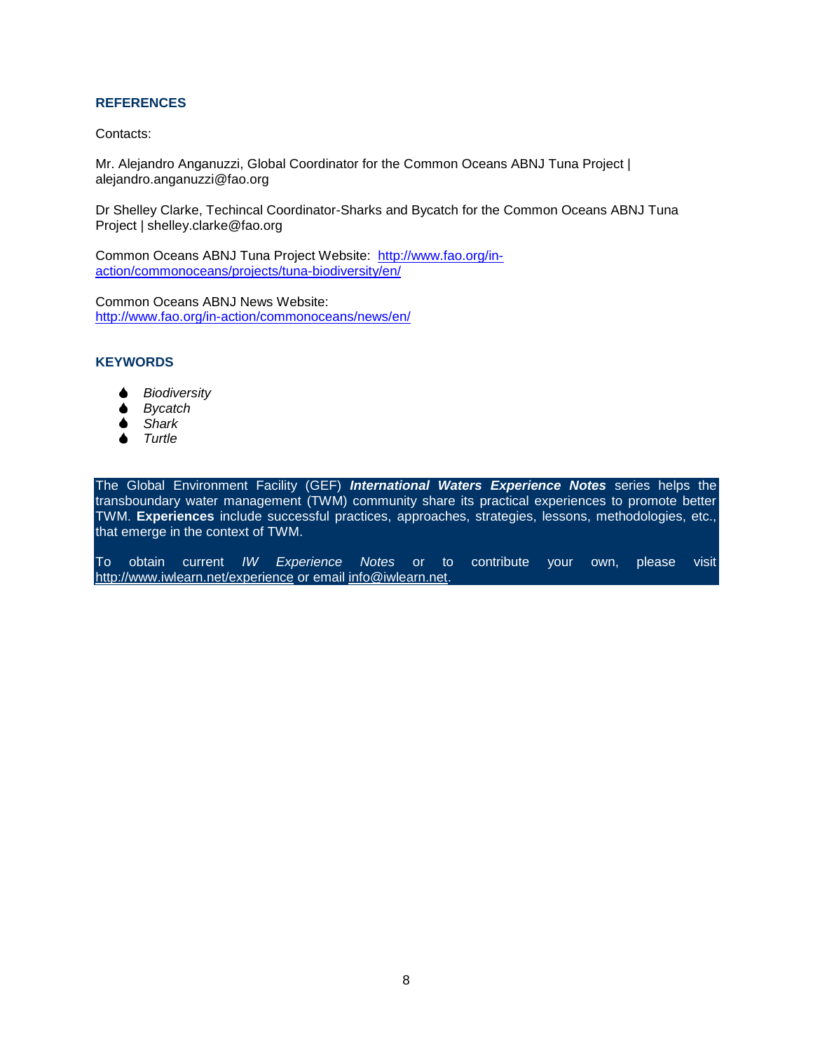## REFERENCES

Contacts:

Mr. Alejandro Anganuzzi, Global Coordinator for the Common Oceans ABNJ Tuna Project | alejandro.anganuzzi@fao.org

Dr Shelley Clarke, Techincal Coordinator-Sharks and Bycatch for the Common Oceans ABNJ Tuna Project | shelley.clarke@fao.org

Common Oceans ABNJ Tuna Project Website: [http://www.fao.org/in-action/commonoceans/projects/tuna-biodiversity/en/](http://www.fao.org/in-action/commonoceans/projects/tuna-biodiversity/en/)

Common Oceans ABNJ News Website: [http://www.fao.org/in-action/commonoceans/news/en/](http://www.fao.org/in-action/commonoceans/news/en/)

## KEYWORDS

- *Biodiversity*
- *Bycatch*
- *Shark*
- *Turtle*

The Global Environment Facility (GEF) ***International Waters Experience Notes*** series helps the transboundary water management (TWM) community share its practical experiences to promote better TWM. **Experiences** include successful practices, approaches, strategies, lessons, methodologies, etc., that emerge in the context of TWM.

To obtain current *IW Experience Notes* or to contribute your own, please visit [http://www.iwlearn.net/experience](http://www.iwlearn.net/experience) or email info@iwlearn.net.